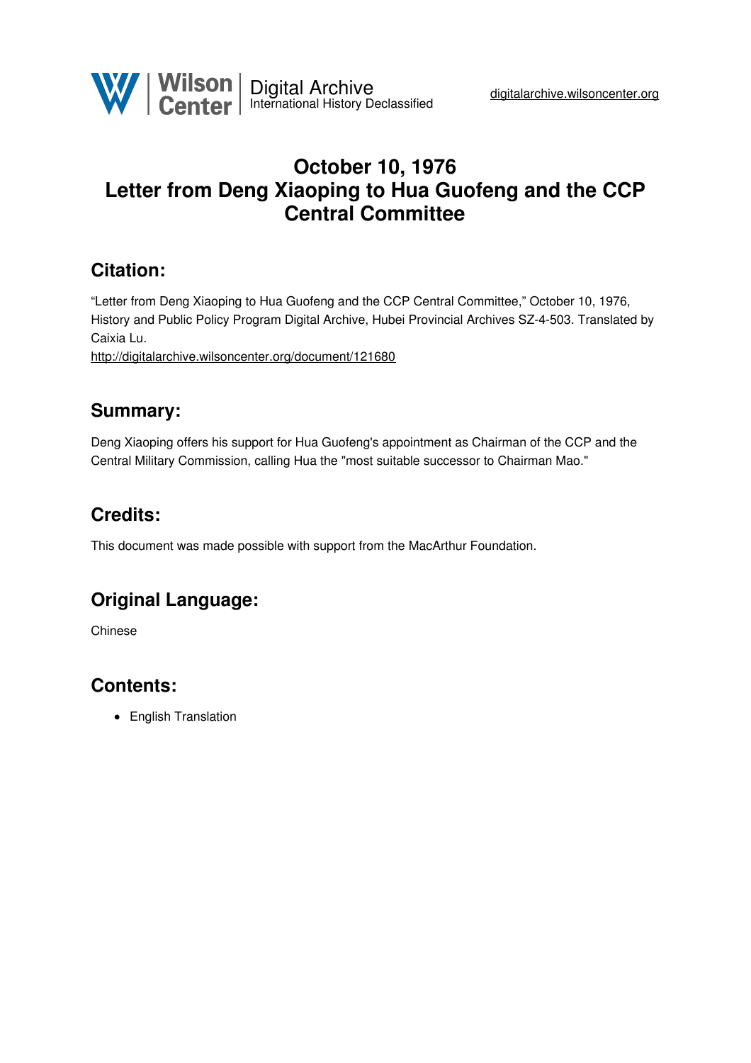# October 10, 1976
# Letter from Deng Xiaoping to Hua Guofeng and the CCP Central Committee

## Citation:

"Letter from Deng Xiaoping to Hua Guofeng and the CCP Central Committee," October 10, 1976, History and Public Policy Program Digital Archive, Hubei Provincial Archives SZ-4-503. Translated by Caixia Lu.
http://digitalarchive.wilsoncenter.org/document/121680

## Summary:

Deng Xiaoping offers his support for Hua Guofeng's appointment as Chairman of the CCP and the Central Military Commission, calling Hua the "most suitable successor to Chairman Mao."

## Credits:

This document was made possible with support from the MacArthur Foundation.

## Original Language:

Chinese

## Contents:

- English Translation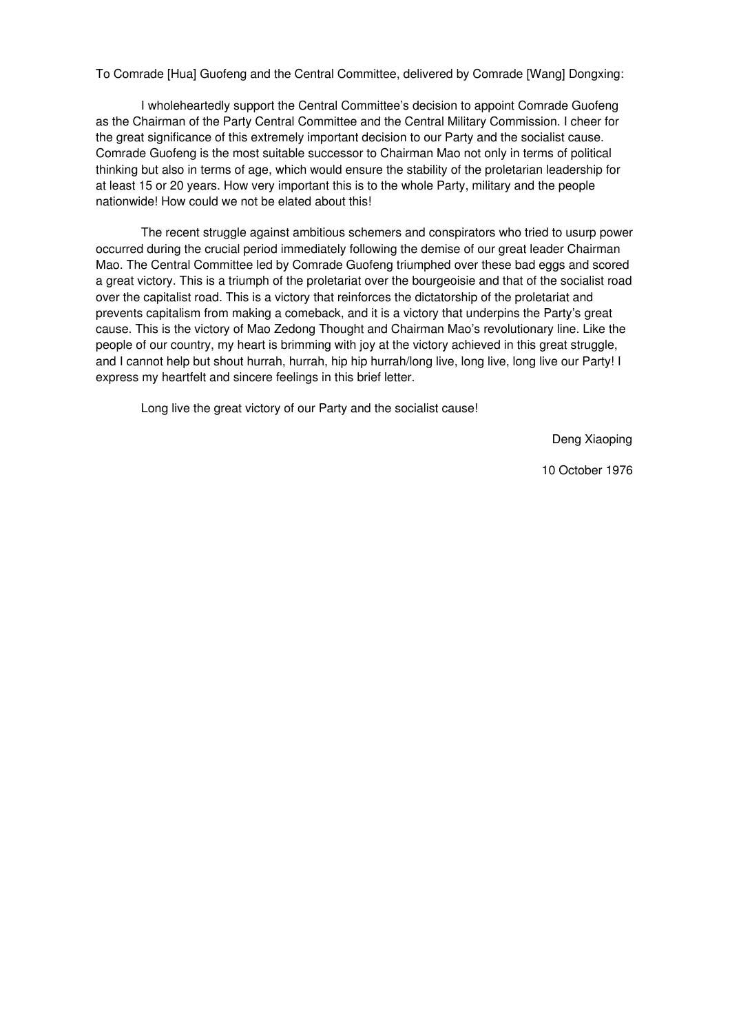To Comrade [Hua] Guofeng and the Central Committee, delivered by Comrade [Wang] Dongxing:

I wholeheartedly support the Central Committee's decision to appoint Comrade Guofeng as the Chairman of the Party Central Committee and the Central Military Commission. I cheer for the great significance of this extremely important decision to our Party and the socialist cause. Comrade Guofeng is the most suitable successor to Chairman Mao not only in terms of political thinking but also in terms of age, which would ensure the stability of the proletarian leadership for at least 15 or 20 years. How very important this is to the whole Party, military and the people nationwide! How could we not be elated about this!

The recent struggle against ambitious schemers and conspirators who tried to usurp power occurred during the crucial period immediately following the demise of our great leader Chairman Mao. The Central Committee led by Comrade Guofeng triumphed over these bad eggs and scored a great victory. This is a triumph of the proletariat over the bourgeoisie and that of the socialist road over the capitalist road. This is a victory that reinforces the dictatorship of the proletariat and prevents capitalism from making a comeback, and it is a victory that underpins the Party's great cause. This is the victory of Mao Zedong Thought and Chairman Mao's revolutionary line. Like the people of our country, my heart is brimming with joy at the victory achieved in this great struggle, and I cannot help but shout hurrah, hurrah, hip hip hurrah/long live, long live, long live our Party! I express my heartfelt and sincere feelings in this brief letter.

Long live the great victory of our Party and the socialist cause!

Deng Xiaoping

10 October 1976